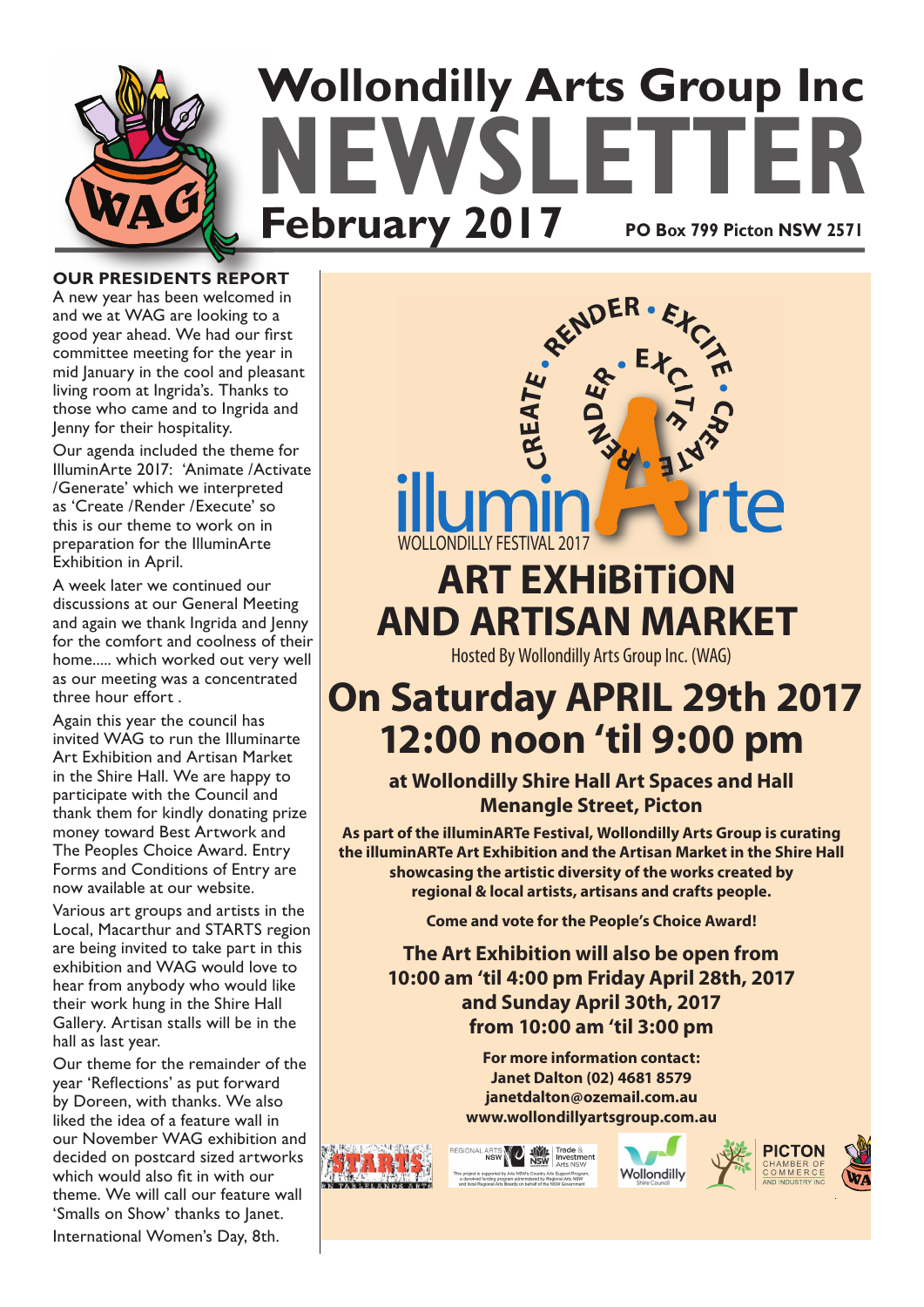# Wollondilly Arts Group Inc NEWSLETTER

**February 2017** **PO Box 799 Picton NSW 2571**

## OUR PRESIDENTS REPORT

A new year has been welcomed in and we at WAG are looking to a good year ahead. We had our first committee meeting for the year in mid January in the cool and pleasant living room at Ingrida's. Thanks to those who came and to Ingrida and Jenny for their hospitality.

Our agenda included the theme for IlluminArte 2017: 'Animate /Activate /Generate' which we interpreted as 'Create /Render /Execute' so this is our theme to work on in preparation for the IlluminArte Exhibition in April.

A week later we continued our discussions at our General Meeting and again we thank Ingrida and Jenny for the comfort and coolness of their home..... which worked out very well as our meeting was a concentrated three hour effort .

Again this year the council has invited WAG to run the Illuminarte Art Exhibition and Artisan Market in the Shire Hall. We are happy to participate with the Council and thank them for kindly donating prize money toward Best Artwork and The Peoples Choice Award. Entry Forms and Conditions of Entry are now available at our website.

Various art groups and artists in the Local, Macarthur and STARTS region are being invited to take part in this exhibition and WAG would love to hear from anybody who would like their work hung in the Shire Hall Gallery. Artisan stalls will be in the hall as last year.

Our theme for the remainder of the year 'Reflections' as put forward by Doreen, with thanks. We also liked the idea of a feature wall in our November WAG exhibition and decided on postcard sized artworks which would also fit in with our theme. We will call our feature wall 'Smalls on Show' thanks to Janet.

International Women's Day, 8th.

---

CREATE • RENDER • EXCITE • CREATE • RENDER • EXCITE

**illuminArte**
WOLLONDILLY FESTIVAL 2017

# ART EXHiBiTiON AND ARTISAN MARKET

Hosted By Wollondilly Arts Group Inc. (WAG)

# On Saturday APRIL 29th 2017 12:00 noon 'til 9:00 pm

**at Wollondilly Shire Hall Art Spaces and Hall**
**Menangle Street, Picton**

**As part of the illuminARTe Festival, Wollondilly Arts Group is curating the illuminARTe Art Exhibition and the Artisan Market in the Shire Hall showcasing the artistic diversity of the works created by regional & local artists, artisans and crafts people.**

**Come and vote for the People's Choice Award!**

**The Art Exhibition will also be open from 10:00 am 'til 4:00 pm Friday April 28th, 2017 and Sunday April 30th, 2017 from 10:00 am 'til 3:00 pm**

**For more information contact:**
**Janet Dalton (02) 4681 8579**
**janetdalton@ozemail.com.au**
**www.wollondillyartsgroup.com.au**

STARTS — Regional Arts NSW — Trade & Investment Arts NSW — Wollondilly Shire Council — Picton Chamber of Commerce and Industry Inc — WAG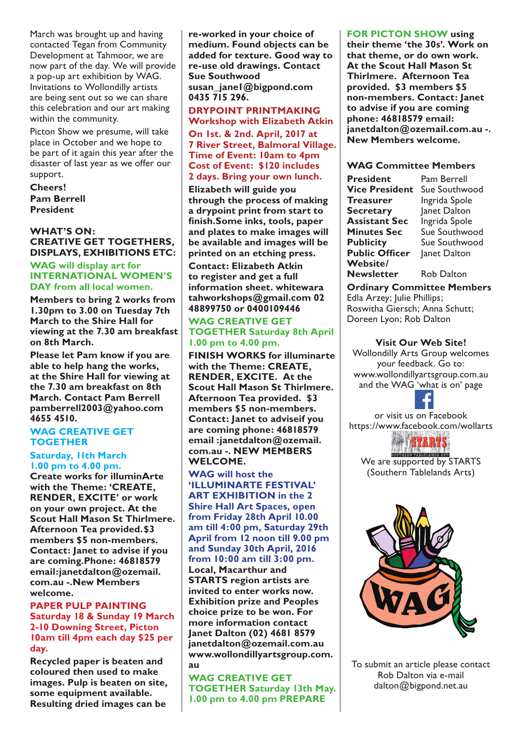March was brought up and having contacted Tegan from Community Development at Tahmoor, we are now part of the day. We will provide a pop-up art exhibition by WAG. Invitations to Wollondilly artists are being sent out so we can share this celebration and our art making within the community.

Picton Show we presume, will take place in October and we hope to be part of it again this year after the disaster of last year as we offer our support.

**Cheers!**
**Pam Berrell**
**President**

## WHAT'S ON: CREATIVE GET TOGETHERS, DISPLAYS, EXHIBITIONS ETC:

### WAG will display art for INTERNATIONAL WOMEN'S DAY from all local women.

**Members to bring 2 works from 1.30pm to 3.00 on Tuesday 7th March to the Shire Hall for viewing at the 7.30 am breakfast on 8th March.**

**Please let Pam know if you are able to help hang the works, at the Shire Hall for viewing at the 7.30 am breakfast on 8th March. Contact Pam Berrell pamberrell2003@yahoo.com 4655 4510.**

### WAG CREATIVE GET TOGETHER

**Saturday, 11th March 1.00 pm to 4.00 pm.**

**Create works for illuminArte with the Theme: 'CREATE, RENDER, EXCITE' or work on your own project. At the Scout Hall Mason St Thirlmere. Afternoon Tea provided. $3 members $5 non-members. Contact: Janet to advise if you are coming.Phone: 46818579 email:janetdalton@ozemail.com.au -.New Members welcome.**

### PAPER PULP PAINTING

**Saturday 18 & Sunday 19 March 2-10 Downing Street, Picton 10am till 4pm each day $25 per day.**

**Recycled paper is beaten and coloured then used to make images. Pulp is beaten on site, some equipment available. Resulting dried images can be re-worked in your choice of medium. Found objects can be added for texture. Good way to re-use old drawings. Contact Sue Southwood susan_janel@bigpond.com 0435 715 296.**

### DRYPOINT PRINTMAKING Workshop with Elizabeth Atkin

**On 1st. & 2nd. April, 2017 at 7 River Street, Balmoral Village. Time of Event: 10am to 4pm Cost of Event: $120 includes 2 days. Bring your own lunch.**

**Elizabeth will guide you through the process of making a drypoint print from start to finish.Some inks, tools, paper and plates to make images will be available and images will be printed on an etching press.**

**Contact: Elizabeth Atkin to register and get a full information sheet. whitewaratahworkshops@gmail.com 02 48899750 or 0400109446**

### WAG CREATIVE GET TOGETHER Saturday 8th April 1.00 pm to 4.00 pm.

**FINISH WORKS for illuminarte with the Theme: CREATE, RENDER, EXCITE. At the Scout Hall Mason St Thirlmere. Afternoon Tea provided. $3 members $5 non-members. Contact: Janet to adviseif you are coming phone: 46818579 email :janetdalton@ozemail.com.au -. NEW MEMBERS WELCOME.**

### WAG will host the 'ILLUMINARTE FESTIVAL' ART EXHIBITION in the 2 Shire Hall Art Spaces, open from Friday 28th April 10.00 am till 4:00 pm, Saturday 29th April from 12 noon till 9.00 pm and Sunday 30th April, 2016 from 10:00 am till 3:00 pm.

**Local, Macarthur and STARTS region artists are invited to enter works now. Exhibition prize and Peoples choice prize to be won. For more information contact Janet Dalton (02) 4681 8579 janetdalton@ozemail.com.au www.wollondillyartsgroup.com.au**

### WAG CREATIVE GET TOGETHER Saturday 13th May. 1.00 pm to 4.00 pm PREPARE FOR PICTON SHOW using their theme 'the 30s'. Work on that theme, or do own work. At the Scout Hall Mason St Thirlmere. Afternoon Tea provided. $3 members $5 non-members. Contact: Janet to advise if you are coming phone: 46818579 email: janetdalton@ozemail.com.au -. New Members welcome.

## WAG Committee Members

| | |
|---|---|
| **President** | Pam Berrell |
| **Vice President** | Sue Southwood |
| **Treasurer** | Ingrida Spole |
| **Secretary** | Janet Dalton |
| **Assistant Sec** | Ingrida Spole |
| **Minutes Sec** | Sue Southwood |
| **Publicity** | Sue Southwood |
| **Public Officer** | Janet Dalton |
| **Website/ Newsletter** | Rob Dalton |

**Ordinary Committee Members**
Edla Arzey; Julie Phillips; Roswitha Giersch; Anna Schutt; Doreen Lyon; Rob Dalton

**Visit Our Web Site!**
Wollondilly Arts Group welcomes your feedback. Go to: www.wollondillyartsgroup.com.au and the WAG 'what is on' page

or visit us on Facebook
https://www.facebook.com/wollarts

We are supported by STARTS (Southern Tablelands Arts)

To submit an article please contact Rob Dalton via e-mail dalton@bigpond.net.au